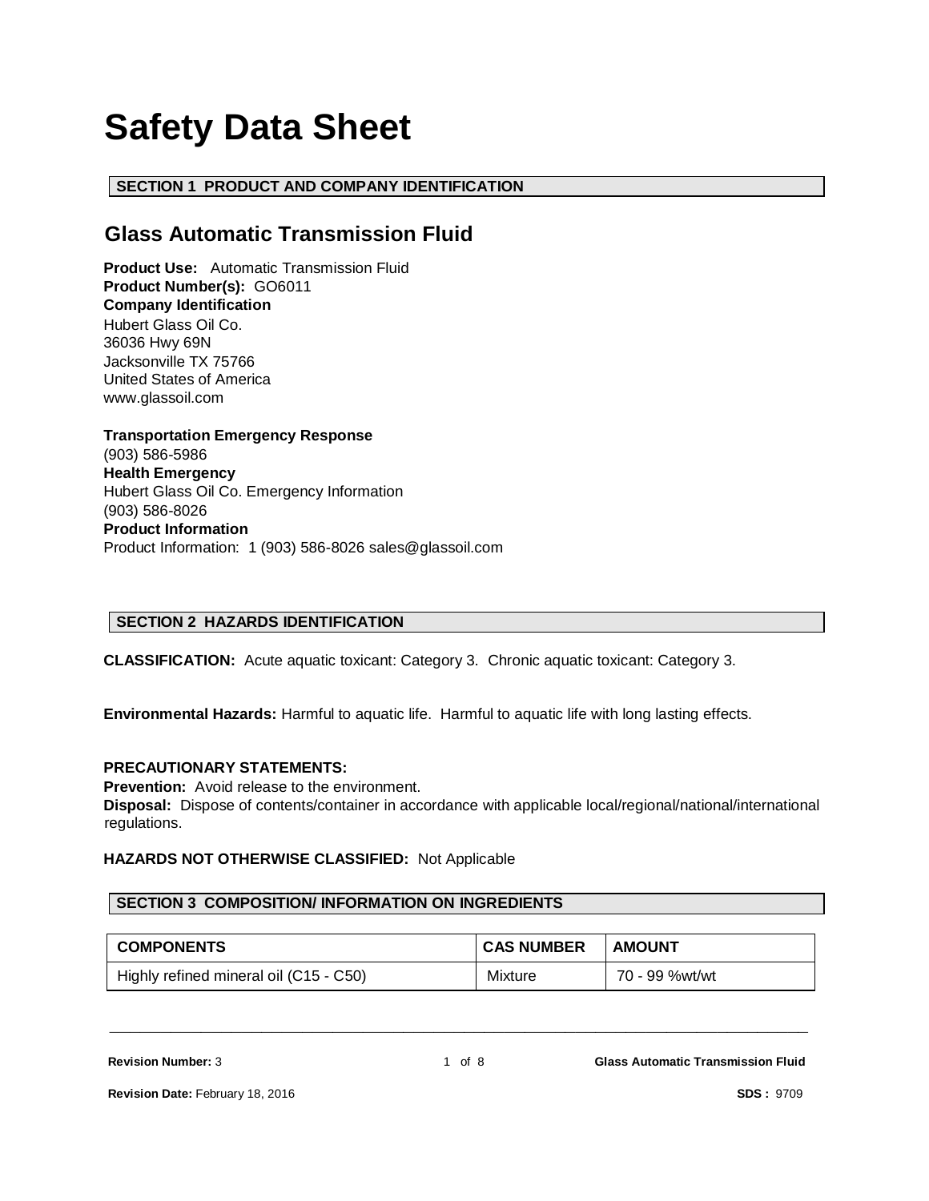# Safety Data Sheet

## SECTION 1 PRODUCT AND COMPANY IDENTIFICATION

### Glass Automatic Transmission Fluid

**Product Use:** Automatic Transmission Fluid
**Product Number(s):** GO6011
**Company Identification**
Hubert Glass Oil Co.
36036 Hwy 69N
Jacksonville TX 75766
United States of America
www.glassoil.com

**Transportation Emergency Response**
(903) 586-5986
**Health Emergency**
Hubert Glass Oil Co. Emergency Information
(903) 586-8026
**Product Information**
Product Information: 1 (903) 586-8026 sales@glassoil.com

## SECTION 2 HAZARDS IDENTIFICATION

**CLASSIFICATION:** Acute aquatic toxicant: Category 3. Chronic aquatic toxicant: Category 3.

**Environmental Hazards:** Harmful to aquatic life. Harmful to aquatic life with long lasting effects.

**PRECAUTIONARY STATEMENTS:**
**Prevention:** Avoid release to the environment.
**Disposal:** Dispose of contents/container in accordance with applicable local/regional/national/international regulations.

**HAZARDS NOT OTHERWISE CLASSIFIED:** Not Applicable

## SECTION 3 COMPOSITION/ INFORMATION ON INGREDIENTS

| COMPONENTS | CAS NUMBER | AMOUNT |
|---|---|---|
| Highly refined mineral oil (C15 - C50) | Mixture | 70 - 99 %wt/wt |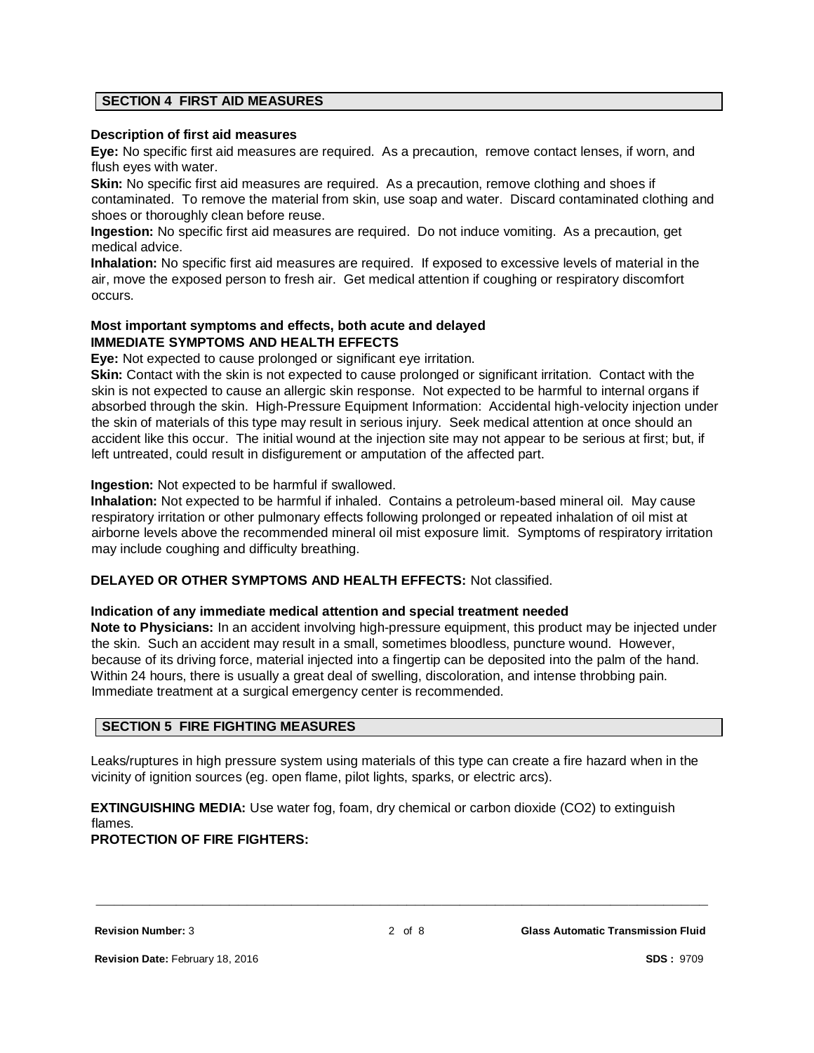## SECTION 4 FIRST AID MEASURES

### Description of first aid measures

**Eye:** No specific first aid measures are required. As a precaution, remove contact lenses, if worn, and flush eyes with water.

**Skin:** No specific first aid measures are required. As a precaution, remove clothing and shoes if contaminated. To remove the material from skin, use soap and water. Discard contaminated clothing and shoes or thoroughly clean before reuse.

**Ingestion:** No specific first aid measures are required. Do not induce vomiting. As a precaution, get medical advice.

**Inhalation:** No specific first aid measures are required. If exposed to excessive levels of material in the air, move the exposed person to fresh air. Get medical attention if coughing or respiratory discomfort occurs.

### Most important symptoms and effects, both acute and delayed

**IMMEDIATE SYMPTOMS AND HEALTH EFFECTS**

**Eye:** Not expected to cause prolonged or significant eye irritation.

**Skin:** Contact with the skin is not expected to cause prolonged or significant irritation. Contact with the skin is not expected to cause an allergic skin response. Not expected to be harmful to internal organs if absorbed through the skin. High-Pressure Equipment Information: Accidental high-velocity injection under the skin of materials of this type may result in serious injury. Seek medical attention at once should an accident like this occur. The initial wound at the injection site may not appear to be serious at first; but, if left untreated, could result in disfigurement or amputation of the affected part.

**Ingestion:** Not expected to be harmful if swallowed.

**Inhalation:** Not expected to be harmful if inhaled. Contains a petroleum-based mineral oil. May cause respiratory irritation or other pulmonary effects following prolonged or repeated inhalation of oil mist at airborne levels above the recommended mineral oil mist exposure limit. Symptoms of respiratory irritation may include coughing and difficulty breathing.

**DELAYED OR OTHER SYMPTOMS AND HEALTH EFFECTS:** Not classified.

### Indication of any immediate medical attention and special treatment needed

**Note to Physicians:** In an accident involving high-pressure equipment, this product may be injected under the skin. Such an accident may result in a small, sometimes bloodless, puncture wound. However, because of its driving force, material injected into a fingertip can be deposited into the palm of the hand. Within 24 hours, there is usually a great deal of swelling, discoloration, and intense throbbing pain. Immediate treatment at a surgical emergency center is recommended.

## SECTION 5 FIRE FIGHTING MEASURES

Leaks/ruptures in high pressure system using materials of this type can create a fire hazard when in the vicinity of ignition sources (eg. open flame, pilot lights, sparks, or electric arcs).

**EXTINGUISHING MEDIA:** Use water fog, foam, dry chemical or carbon dioxide ($CO_2$) to extinguish flames.

**PROTECTION OF FIRE FIGHTERS:**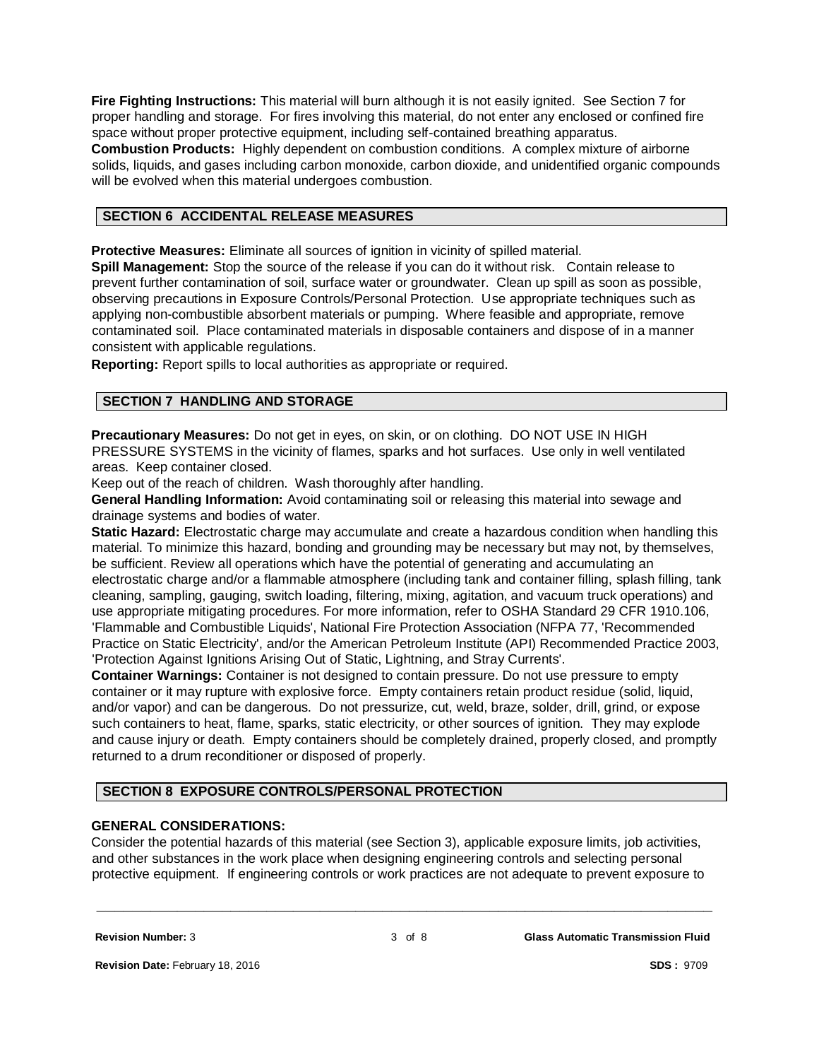**Fire Fighting Instructions:** This material will burn although it is not easily ignited. See Section 7 for proper handling and storage. For fires involving this material, do not enter any enclosed or confined fire space without proper protective equipment, including self-contained breathing apparatus.
**Combustion Products:** Highly dependent on combustion conditions. A complex mixture of airborne solids, liquids, and gases including carbon monoxide, carbon dioxide, and unidentified organic compounds will be evolved when this material undergoes combustion.

## SECTION 6 ACCIDENTAL RELEASE MEASURES

**Protective Measures:** Eliminate all sources of ignition in vicinity of spilled material.
**Spill Management:** Stop the source of the release if you can do it without risk. Contain release to prevent further contamination of soil, surface water or groundwater. Clean up spill as soon as possible, observing precautions in Exposure Controls/Personal Protection. Use appropriate techniques such as applying non-combustible absorbent materials or pumping. Where feasible and appropriate, remove contaminated soil. Place contaminated materials in disposable containers and dispose of in a manner consistent with applicable regulations.
**Reporting:** Report spills to local authorities as appropriate or required.

## SECTION 7 HANDLING AND STORAGE

**Precautionary Measures:** Do not get in eyes, on skin, or on clothing. DO NOT USE IN HIGH PRESSURE SYSTEMS in the vicinity of flames, sparks and hot surfaces. Use only in well ventilated areas. Keep container closed.
Keep out of the reach of children. Wash thoroughly after handling.
**General Handling Information:** Avoid contaminating soil or releasing this material into sewage and drainage systems and bodies of water.
**Static Hazard:** Electrostatic charge may accumulate and create a hazardous condition when handling this material. To minimize this hazard, bonding and grounding may be necessary but may not, by themselves, be sufficient. Review all operations which have the potential of generating and accumulating an electrostatic charge and/or a flammable atmosphere (including tank and container filling, splash filling, tank cleaning, sampling, gauging, switch loading, filtering, mixing, agitation, and vacuum truck operations) and use appropriate mitigating procedures. For more information, refer to OSHA Standard 29 CFR 1910.106, 'Flammable and Combustible Liquids', National Fire Protection Association (NFPA 77, 'Recommended Practice on Static Electricity', and/or the American Petroleum Institute (API) Recommended Practice 2003, 'Protection Against Ignitions Arising Out of Static, Lightning, and Stray Currents'.
**Container Warnings:** Container is not designed to contain pressure. Do not use pressure to empty container or it may rupture with explosive force. Empty containers retain product residue (solid, liquid, and/or vapor) and can be dangerous. Do not pressurize, cut, weld, braze, solder, drill, grind, or expose such containers to heat, flame, sparks, static electricity, or other sources of ignition. They may explode and cause injury or death. Empty containers should be completely drained, properly closed, and promptly returned to a drum reconditioner or disposed of properly.

## SECTION 8 EXPOSURE CONTROLS/PERSONAL PROTECTION

**GENERAL CONSIDERATIONS:**
Consider the potential hazards of this material (see Section 3), applicable exposure limits, job activities, and other substances in the work place when designing engineering controls and selecting personal protective equipment. If engineering controls or work practices are not adequate to prevent exposure to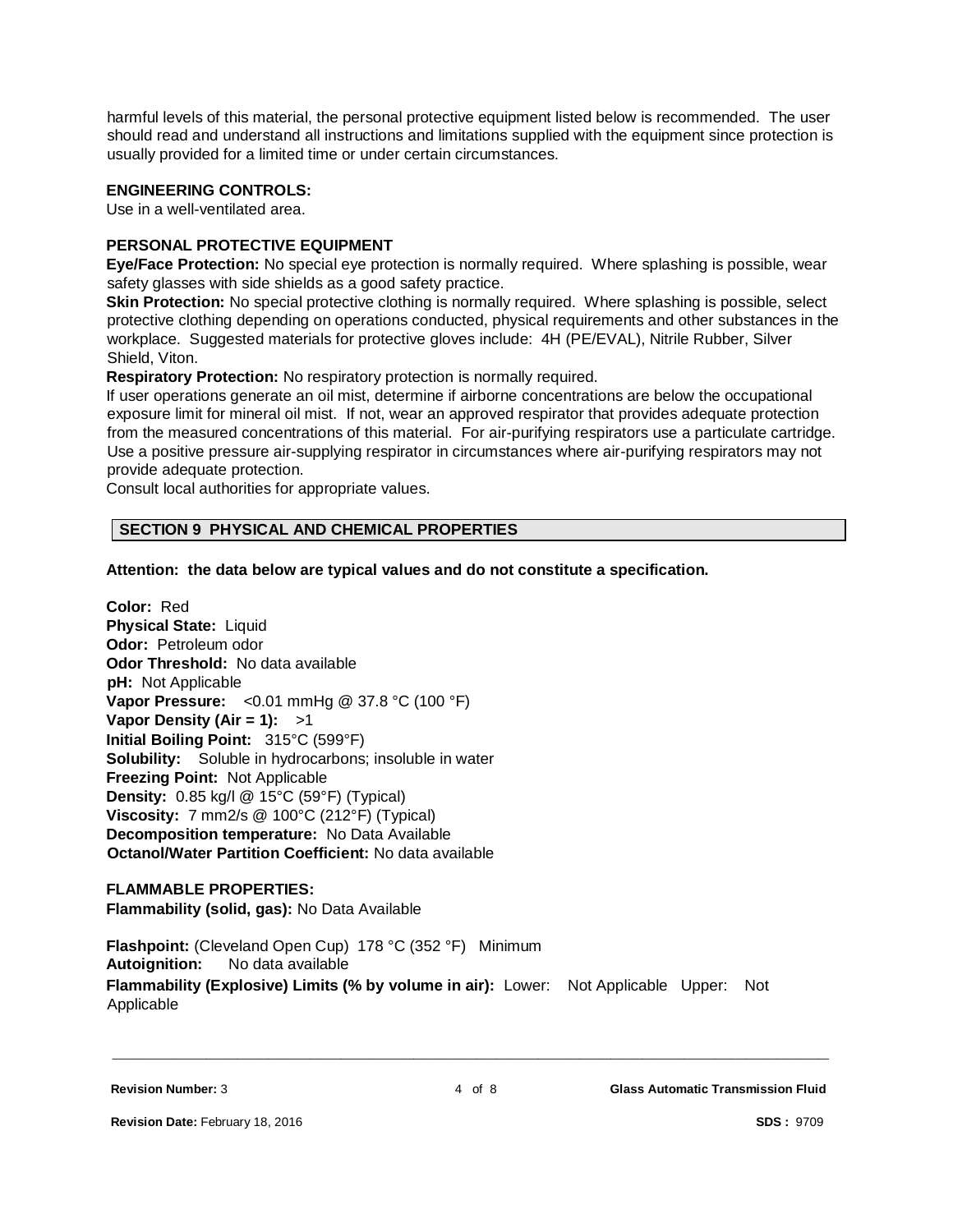harmful levels of this material, the personal protective equipment listed below is recommended. The user should read and understand all instructions and limitations supplied with the equipment since protection is usually provided for a limited time or under certain circumstances.

**ENGINEERING CONTROLS:**
Use in a well-ventilated area.

**PERSONAL PROTECTIVE EQUIPMENT**

**Eye/Face Protection:** No special eye protection is normally required. Where splashing is possible, wear safety glasses with side shields as a good safety practice.

**Skin Protection:** No special protective clothing is normally required. Where splashing is possible, select protective clothing depending on operations conducted, physical requirements and other substances in the workplace. Suggested materials for protective gloves include: 4H (PE/EVAL), Nitrile Rubber, Silver Shield, Viton.

**Respiratory Protection:** No respiratory protection is normally required.
If user operations generate an oil mist, determine if airborne concentrations are below the occupational exposure limit for mineral oil mist. If not, wear an approved respirator that provides adequate protection from the measured concentrations of this material. For air-purifying respirators use a particulate cartridge. Use a positive pressure air-supplying respirator in circumstances where air-purifying respirators may not provide adequate protection.
Consult local authorities for appropriate values.

## SECTION 9 PHYSICAL AND CHEMICAL PROPERTIES

**Attention: the data below are typical values and do not constitute a specification.**

**Color:** Red
**Physical State:** Liquid
**Odor:** Petroleum odor
**Odor Threshold:** No data available
**pH:** Not Applicable
**Vapor Pressure:** <0.01 mmHg @ 37.8 °C (100 °F)
**Vapor Density (Air = 1):** >1
**Initial Boiling Point:** 315°C (599°F)
**Solubility:** Soluble in hydrocarbons; insoluble in water
**Freezing Point:** Not Applicable
**Density:** 0.85 kg/l @ 15°C (59°F) (Typical)
**Viscosity:** 7 mm2/s @ 100°C (212°F) (Typical)
**Decomposition temperature:** No Data Available
**Octanol/Water Partition Coefficient:** No data available

**FLAMMABLE PROPERTIES:**
**Flammability (solid, gas):** No Data Available

**Flashpoint:** (Cleveland Open Cup) 178 °C (352 °F) Minimum
**Autoignition:** No data available
**Flammability (Explosive) Limits (% by volume in air):** Lower: Not Applicable Upper: Not Applicable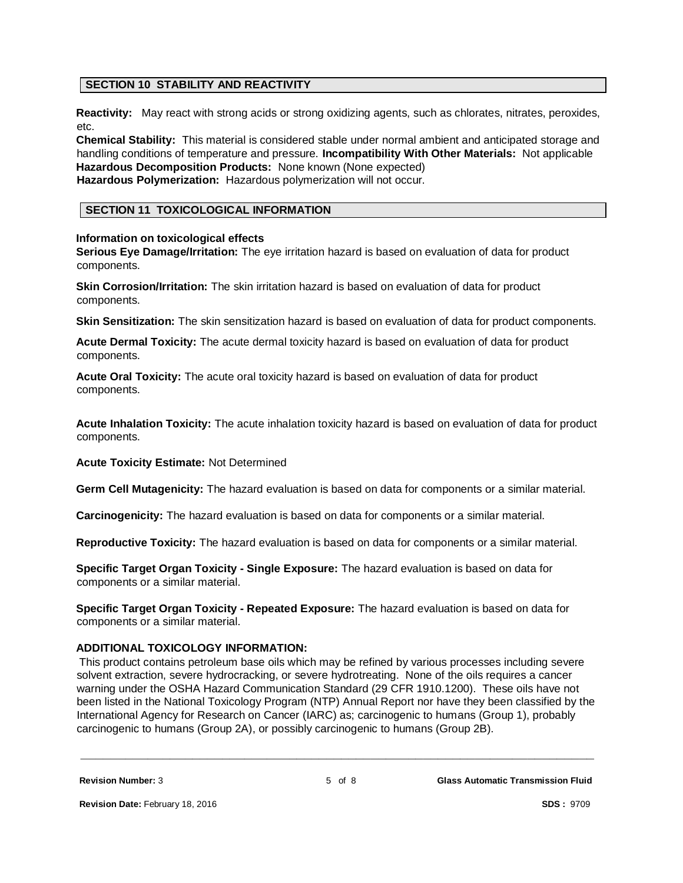## SECTION 10 STABILITY AND REACTIVITY

**Reactivity:** May react with strong acids or strong oxidizing agents, such as chlorates, nitrates, peroxides, etc.

**Chemical Stability:** This material is considered stable under normal ambient and anticipated storage and handling conditions of temperature and pressure. **Incompatibility With Other Materials:** Not applicable
**Hazardous Decomposition Products:** None known (None expected)
**Hazardous Polymerization:** Hazardous polymerization will not occur.

## SECTION 11 TOXICOLOGICAL INFORMATION

**Information on toxicological effects**

**Serious Eye Damage/Irritation:** The eye irritation hazard is based on evaluation of data for product components.

**Skin Corrosion/Irritation:** The skin irritation hazard is based on evaluation of data for product components.

**Skin Sensitization:** The skin sensitization hazard is based on evaluation of data for product components.

**Acute Dermal Toxicity:** The acute dermal toxicity hazard is based on evaluation of data for product components.

**Acute Oral Toxicity:** The acute oral toxicity hazard is based on evaluation of data for product components.

**Acute Inhalation Toxicity:** The acute inhalation toxicity hazard is based on evaluation of data for product components.

**Acute Toxicity Estimate:** Not Determined

**Germ Cell Mutagenicity:** The hazard evaluation is based on data for components or a similar material.

**Carcinogenicity:** The hazard evaluation is based on data for components or a similar material.

**Reproductive Toxicity:** The hazard evaluation is based on data for components or a similar material.

**Specific Target Organ Toxicity - Single Exposure:** The hazard evaluation is based on data for components or a similar material.

**Specific Target Organ Toxicity - Repeated Exposure:** The hazard evaluation is based on data for components or a similar material.

**ADDITIONAL TOXICOLOGY INFORMATION:**

This product contains petroleum base oils which may be refined by various processes including severe solvent extraction, severe hydrocracking, or severe hydrotreating. None of the oils requires a cancer warning under the OSHA Hazard Communication Standard (29 CFR 1910.1200). These oils have not been listed in the National Toxicology Program (NTP) Annual Report nor have they been classified by the International Agency for Research on Cancer (IARC) as; carcinogenic to humans (Group 1), probably carcinogenic to humans (Group 2A), or possibly carcinogenic to humans (Group 2B).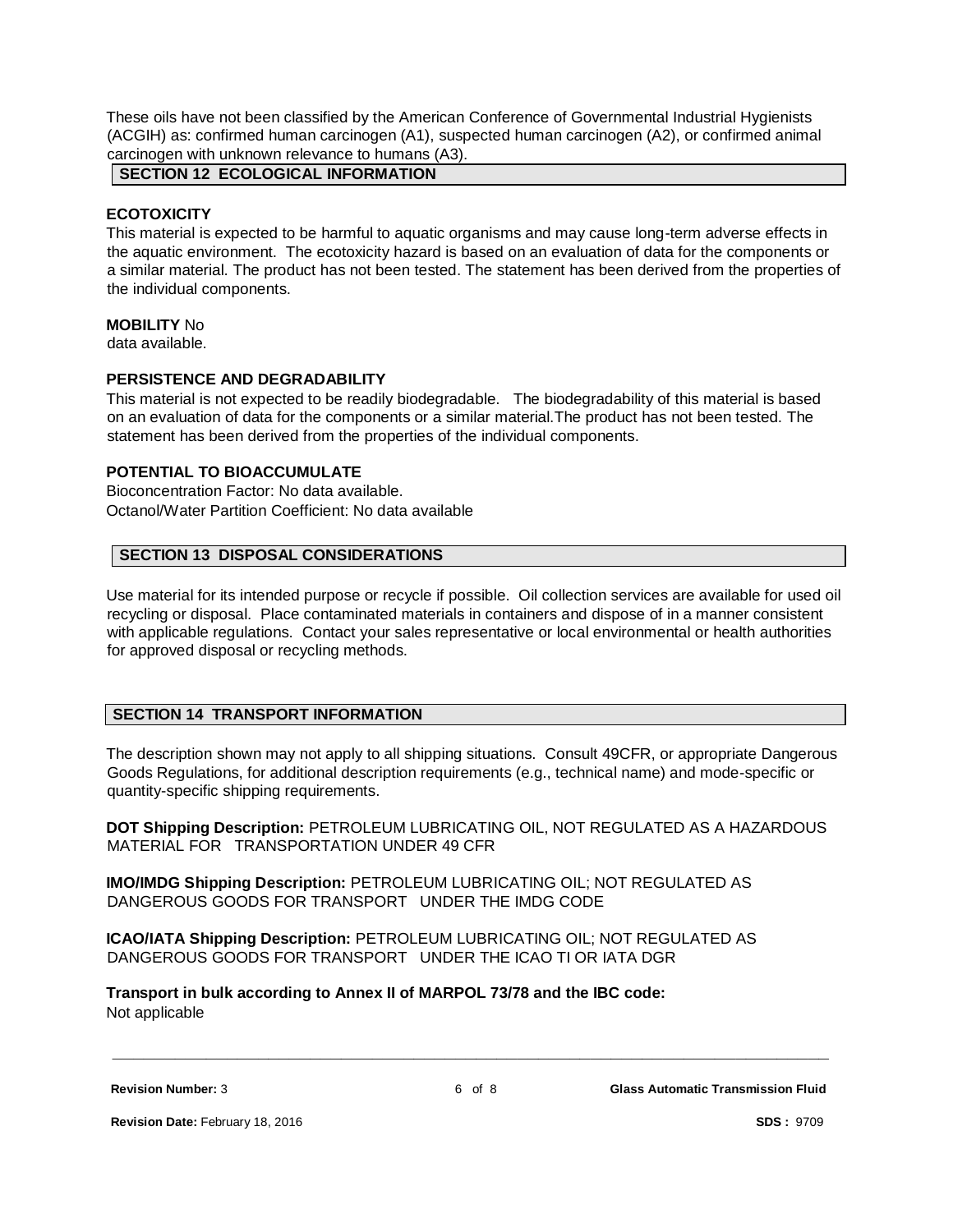These oils have not been classified by the American Conference of Governmental Industrial Hygienists (ACGIH) as: confirmed human carcinogen (A1), suspected human carcinogen (A2), or confirmed animal carcinogen with unknown relevance to humans (A3).

## SECTION 12 ECOLOGICAL INFORMATION

**ECOTOXICITY**

This material is expected to be harmful to aquatic organisms and may cause long-term adverse effects in the aquatic environment. The ecotoxicity hazard is based on an evaluation of data for the components or a similar material. The product has not been tested. The statement has been derived from the properties of the individual components.

**MOBILITY** No data available.

**PERSISTENCE AND DEGRADABILITY**

This material is not expected to be readily biodegradable. The biodegradability of this material is based on an evaluation of data for the components or a similar material.The product has not been tested. The statement has been derived from the properties of the individual components.

**POTENTIAL TO BIOACCUMULATE**

Bioconcentration Factor: No data available.
Octanol/Water Partition Coefficient: No data available

## SECTION 13 DISPOSAL CONSIDERATIONS

Use material for its intended purpose or recycle if possible. Oil collection services are available for used oil recycling or disposal. Place contaminated materials in containers and dispose of in a manner consistent with applicable regulations. Contact your sales representative or local environmental or health authorities for approved disposal or recycling methods.

## SECTION 14 TRANSPORT INFORMATION

The description shown may not apply to all shipping situations. Consult 49CFR, or appropriate Dangerous Goods Regulations, for additional description requirements (e.g., technical name) and mode-specific or quantity-specific shipping requirements.

**DOT Shipping Description:** PETROLEUM LUBRICATING OIL, NOT REGULATED AS A HAZARDOUS MATERIAL FOR TRANSPORTATION UNDER 49 CFR

**IMO/IMDG Shipping Description:** PETROLEUM LUBRICATING OIL; NOT REGULATED AS DANGEROUS GOODS FOR TRANSPORT UNDER THE IMDG CODE

**ICAO/IATA Shipping Description:** PETROLEUM LUBRICATING OIL; NOT REGULATED AS DANGEROUS GOODS FOR TRANSPORT UNDER THE ICAO TI OR IATA DGR

**Transport in bulk according to Annex II of MARPOL 73/78 and the IBC code:**
Not applicable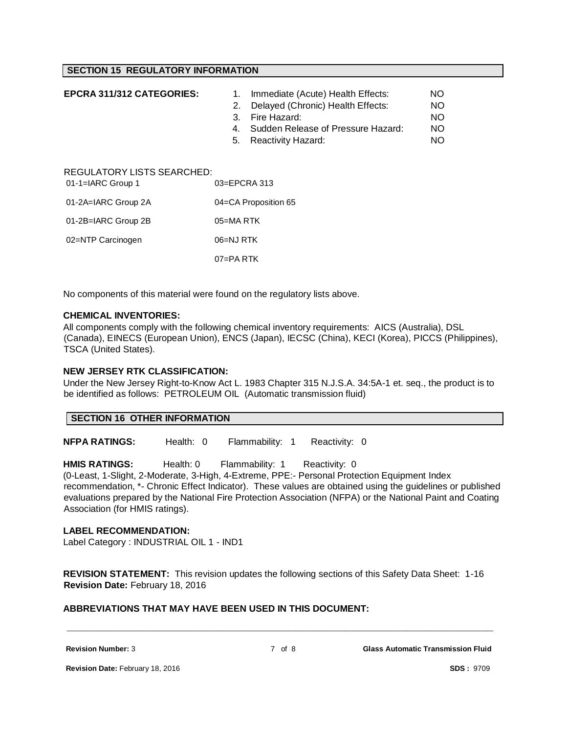## SECTION 15 REGULATORY INFORMATION

**EPCRA 311/312 CATEGORIES:**

| | | |
|---|---|---|
| 1. | Immediate (Acute) Health Effects: | NO |
| 2. | Delayed (Chronic) Health Effects: | NO |
| 3. | Fire Hazard: | NO |
| 4. | Sudden Release of Pressure Hazard: | NO |
| 5. | Reactivity Hazard: | NO |

REGULATORY LISTS SEARCHED:

| | |
|---|---|
| 01-1=IARC Group 1 | 03=EPCRA 313 |
| 01-2A=IARC Group 2A | 04=CA Proposition 65 |
| 01-2B=IARC Group 2B | 05=MA RTK |
| 02=NTP Carcinogen | 06=NJ RTK |
| | 07=PA RTK |

No components of this material were found on the regulatory lists above.

**CHEMICAL INVENTORIES:**
All components comply with the following chemical inventory requirements: AICS (Australia), DSL (Canada), EINECS (European Union), ENCS (Japan), IECSC (China), KECI (Korea), PICCS (Philippines), TSCA (United States).

**NEW JERSEY RTK CLASSIFICATION:**
Under the New Jersey Right-to-Know Act L. 1983 Chapter 315 N.J.S.A. 34:5A-1 et. seq., the product is to be identified as follows: PETROLEUM OIL (Automatic transmission fluid)

## SECTION 16 OTHER INFORMATION

**NFPA RATINGS:** Health: 0 Flammability: 1 Reactivity: 0

**HMIS RATINGS:** Health: 0 Flammability: 1 Reactivity: 0
(0-Least, 1-Slight, 2-Moderate, 3-High, 4-Extreme, PPE:- Personal Protection Equipment Index recommendation, *- Chronic Effect Indicator). These values are obtained using the guidelines or published evaluations prepared by the National Fire Protection Association (NFPA) or the National Paint and Coating Association (for HMIS ratings).

**LABEL RECOMMENDATION:**
Label Category : INDUSTRIAL OIL 1 - IND1

**REVISION STATEMENT:** This revision updates the following sections of this Safety Data Sheet: 1-16
**Revision Date:** February 18, 2016

**ABBREVIATIONS THAT MAY HAVE BEEN USED IN THIS DOCUMENT:**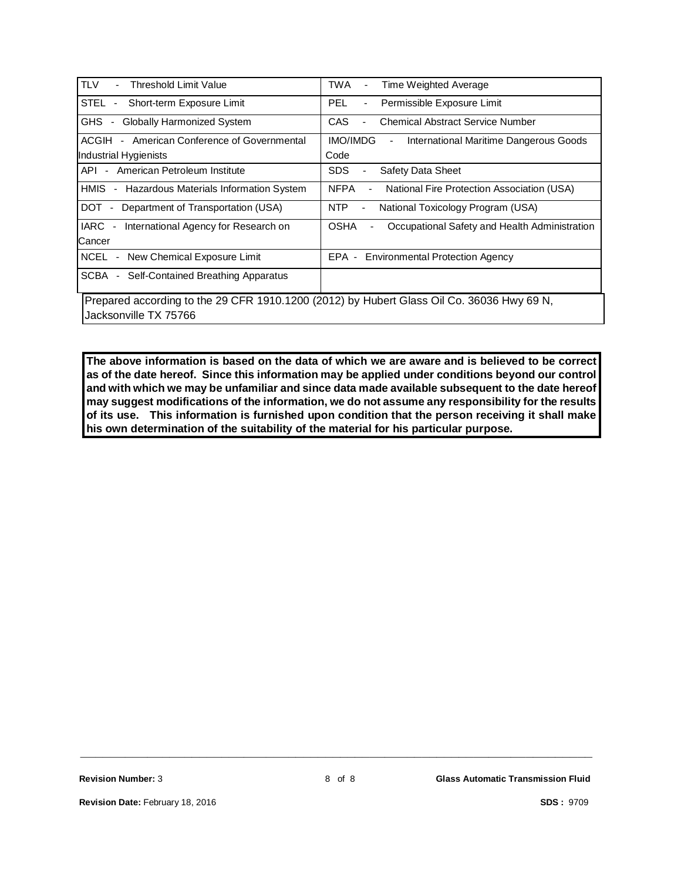| | |
|---|---|
| TLV - Threshold Limit Value | TWA - Time Weighted Average |
| STEL - Short-term Exposure Limit | PEL - Permissible Exposure Limit |
| GHS - Globally Harmonized System | CAS - Chemical Abstract Service Number |
| ACGIH - American Conference of Governmental Industrial Hygienists | IMO/IMDG - International Maritime Dangerous Goods Code |
| API - American Petroleum Institute | SDS - Safety Data Sheet |
| HMIS - Hazardous Materials Information System | NFPA - National Fire Protection Association (USA) |
| DOT - Department of Transportation (USA) | NTP - National Toxicology Program (USA) |
| IARC - International Agency for Research on Cancer | OSHA - Occupational Safety and Health Administration |
| NCEL - New Chemical Exposure Limit | EPA - Environmental Protection Agency |
| SCBA - Self-Contained Breathing Apparatus | |

Prepared according to the 29 CFR 1910.1200 (2012) by Hubert Glass Oil Co. 36036 Hwy 69 N, Jacksonville TX 75766

**The above information is based on the data of which we are aware and is believed to be correct as of the date hereof. Since this information may be applied under conditions beyond our control and with which we may be unfamiliar and since data made available subsequent to the date hereof may suggest modifications of the information, we do not assume any responsibility for the results of its use. This information is furnished upon condition that the person receiving it shall make his own determination of the suitability of the material for his particular purpose.**